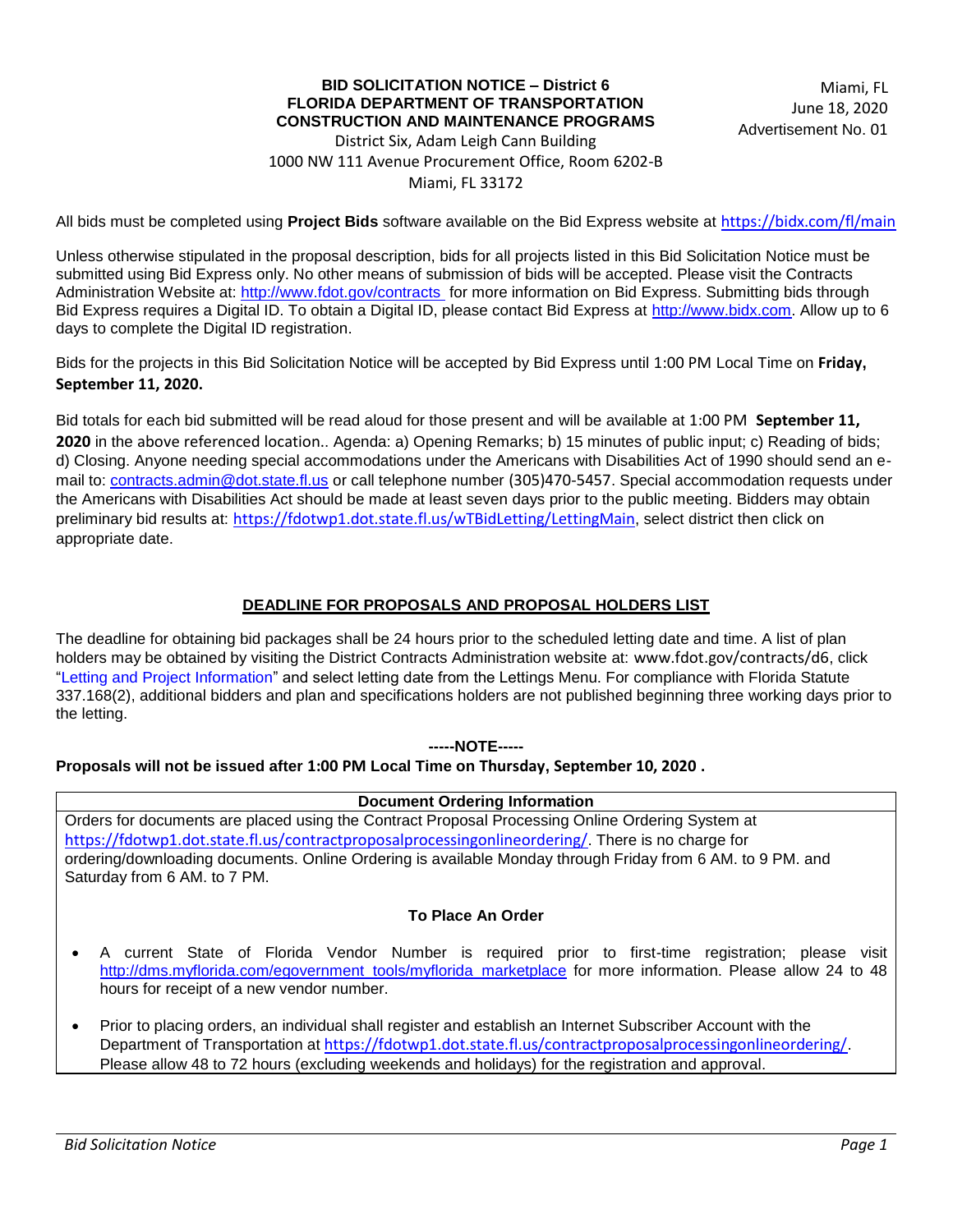**BID SOLICITATION NOTICE – District 6**
**FLORIDA DEPARTMENT OF TRANSPORTATION**
**CONSTRUCTION AND MAINTENANCE PROGRAMS**
District Six, Adam Leigh Cann Building
1000 NW 111 Avenue Procurement Office, Room 6202-B
Miami, FL 33172

Miami, FL
June 18, 2020
Advertisement No. 01

All bids must be completed using **Project Bids** software available on the Bid Express website at https://bidx.com/fl/main

Unless otherwise stipulated in the proposal description, bids for all projects listed in this Bid Solicitation Notice must be submitted using Bid Express only. No other means of submission of bids will be accepted. Please visit the Contracts Administration Website at: http://www.fdot.gov/contracts for more information on Bid Express. Submitting bids through Bid Express requires a Digital ID. To obtain a Digital ID, please contact Bid Express at http://www.bidx.com. Allow up to 6 days to complete the Digital ID registration.

Bids for the projects in this Bid Solicitation Notice will be accepted by Bid Express until 1:00 PM Local Time on **Friday, September 11, 2020.**

Bid totals for each bid submitted will be read aloud for those present and will be available at 1:00 PM **September 11, 2020** in the above referenced location.. Agenda: a) Opening Remarks; b) 15 minutes of public input; c) Reading of bids; d) Closing. Anyone needing special accommodations under the Americans with Disabilities Act of 1990 should send an e-mail to: contracts.admin@dot.state.fl.us or call telephone number (305)470-5457. Special accommodation requests under the Americans with Disabilities Act should be made at least seven days prior to the public meeting. Bidders may obtain preliminary bid results at: https://fdotwp1.dot.state.fl.us/wTBidLetting/LettingMain, select district then click on appropriate date.

## DEADLINE FOR PROPOSALS AND PROPOSAL HOLDERS LIST

The deadline for obtaining bid packages shall be 24 hours prior to the scheduled letting date and time. A list of plan holders may be obtained by visiting the District Contracts Administration website at: www.fdot.gov/contracts/d6, click "Letting and Project Information" and select letting date from the Lettings Menu. For compliance with Florida Statute 337.168(2), additional bidders and plan and specifications holders are not published beginning three working days prior to the letting.

**-----NOTE-----**

**Proposals will not be issued after 1:00 PM Local Time on Thursday, September 10, 2020 .**

### Document Ordering Information

Orders for documents are placed using the Contract Proposal Processing Online Ordering System at https://fdotwp1.dot.state.fl.us/contractproposalprocessingonlineordering/. There is no charge for ordering/downloading documents. Online Ordering is available Monday through Friday from 6 AM. to 9 PM. and Saturday from 6 AM. to 7 PM.

#### To Place An Order

- A current State of Florida Vendor Number is required prior to first-time registration; please visit http://dms.myflorida.com/egovernment_tools/myflorida_marketplace for more information. Please allow 24 to 48 hours for receipt of a new vendor number.
- Prior to placing orders, an individual shall register and establish an Internet Subscriber Account with the Department of Transportation at https://fdotwp1.dot.state.fl.us/contractproposalprocessingonlineordering/. Please allow 48 to 72 hours (excluding weekends and holidays) for the registration and approval.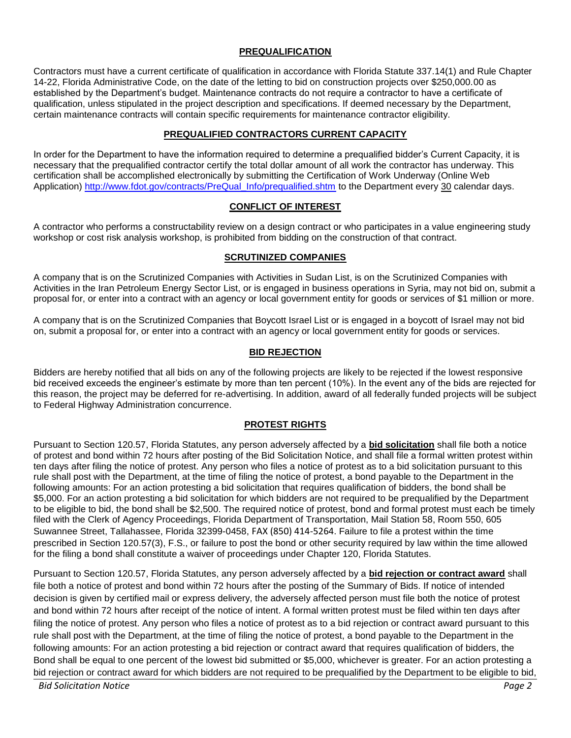## PREQUALIFICATION

Contractors must have a current certificate of qualification in accordance with Florida Statute 337.14(1) and Rule Chapter 14-22, Florida Administrative Code, on the date of the letting to bid on construction projects over $250,000.00 as established by the Department's budget. Maintenance contracts do not require a contractor to have a certificate of qualification, unless stipulated in the project description and specifications. If deemed necessary by the Department, certain maintenance contracts will contain specific requirements for maintenance contractor eligibility.

## PREQUALIFIED CONTRACTORS CURRENT CAPACITY

In order for the Department to have the information required to determine a prequalified bidder's Current Capacity, it is necessary that the prequalified contractor certify the total dollar amount of all work the contractor has underway. This certification shall be accomplished electronically by submitting the Certification of Work Underway (Online Web Application) http://www.fdot.gov/contracts/PreQual_Info/prequalified.shtm to the Department every 30 calendar days.

## CONFLICT OF INTEREST

A contractor who performs a constructability review on a design contract or who participates in a value engineering study workshop or cost risk analysis workshop, is prohibited from bidding on the construction of that contract.

## SCRUTINIZED COMPANIES

A company that is on the Scrutinized Companies with Activities in Sudan List, is on the Scrutinized Companies with Activities in the Iran Petroleum Energy Sector List, or is engaged in business operations in Syria, may not bid on, submit a proposal for, or enter into a contract with an agency or local government entity for goods or services of $1 million or more.

A company that is on the Scrutinized Companies that Boycott Israel List or is engaged in a boycott of Israel may not bid on, submit a proposal for, or enter into a contract with an agency or local government entity for goods or services.

## BID REJECTION

Bidders are hereby notified that all bids on any of the following projects are likely to be rejected if the lowest responsive bid received exceeds the engineer's estimate by more than ten percent (10%). In the event any of the bids are rejected for this reason, the project may be deferred for re-advertising. In addition, award of all federally funded projects will be subject to Federal Highway Administration concurrence.

## PROTEST RIGHTS

Pursuant to Section 120.57, Florida Statutes, any person adversely affected by a **bid solicitation** shall file both a notice of protest and bond within 72 hours after posting of the Bid Solicitation Notice, and shall file a formal written protest within ten days after filing the notice of protest. Any person who files a notice of protest as to a bid solicitation pursuant to this rule shall post with the Department, at the time of filing the notice of protest, a bond payable to the Department in the following amounts: For an action protesting a bid solicitation that requires qualification of bidders, the bond shall be $5,000. For an action protesting a bid solicitation for which bidders are not required to be prequalified by the Department to be eligible to bid, the bond shall be $2,500. The required notice of protest, bond and formal protest must each be timely filed with the Clerk of Agency Proceedings, Florida Department of Transportation, Mail Station 58, Room 550, 605 Suwannee Street, Tallahassee, Florida 32399-0458, FAX (850) 414-5264. Failure to file a protest within the time prescribed in Section 120.57(3), F.S., or failure to post the bond or other security required by law within the time allowed for the filing a bond shall constitute a waiver of proceedings under Chapter 120, Florida Statutes.

Pursuant to Section 120.57, Florida Statutes, any person adversely affected by a **bid rejection or contract award** shall file both a notice of protest and bond within 72 hours after the posting of the Summary of Bids. If notice of intended decision is given by certified mail or express delivery, the adversely affected person must file both the notice of protest and bond within 72 hours after receipt of the notice of intent. A formal written protest must be filed within ten days after filing the notice of protest. Any person who files a notice of protest as to a bid rejection or contract award pursuant to this rule shall post with the Department, at the time of filing the notice of protest, a bond payable to the Department in the following amounts: For an action protesting a bid rejection or contract award that requires qualification of bidders, the Bond shall be equal to one percent of the lowest bid submitted or $5,000, whichever is greater. For an action protesting a bid rejection or contract award for which bidders are not required to be prequalified by the Department to be eligible to bid,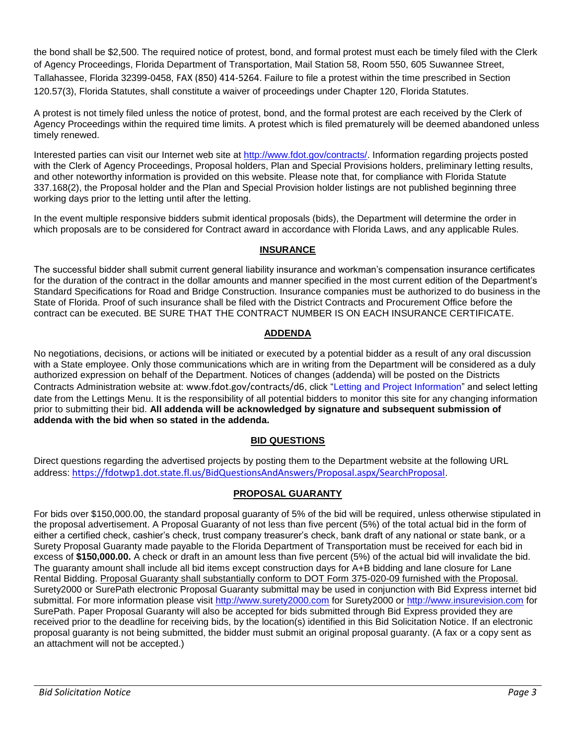the bond shall be $2,500. The required notice of protest, bond, and formal protest must each be timely filed with the Clerk of Agency Proceedings, Florida Department of Transportation, Mail Station 58, Room 550, 605 Suwannee Street, Tallahassee, Florida 32399-0458, FAX (850) 414-5264. Failure to file a protest within the time prescribed in Section 120.57(3), Florida Statutes, shall constitute a waiver of proceedings under Chapter 120, Florida Statutes.

A protest is not timely filed unless the notice of protest, bond, and the formal protest are each received by the Clerk of Agency Proceedings within the required time limits. A protest which is filed prematurely will be deemed abandoned unless timely renewed.

Interested parties can visit our Internet web site at http://www.fdot.gov/contracts/. Information regarding projects posted with the Clerk of Agency Proceedings, Proposal holders, Plan and Special Provisions holders, preliminary letting results, and other noteworthy information is provided on this website. Please note that, for compliance with Florida Statute 337.168(2), the Proposal holder and the Plan and Special Provision holder listings are not published beginning three working days prior to the letting until after the letting.

In the event multiple responsive bidders submit identical proposals (bids), the Department will determine the order in which proposals are to be considered for Contract award in accordance with Florida Laws, and any applicable Rules.

## INSURANCE

The successful bidder shall submit current general liability insurance and workman's compensation insurance certificates for the duration of the contract in the dollar amounts and manner specified in the most current edition of the Department's Standard Specifications for Road and Bridge Construction. Insurance companies must be authorized to do business in the State of Florida. Proof of such insurance shall be filed with the District Contracts and Procurement Office before the contract can be executed. BE SURE THAT THE CONTRACT NUMBER IS ON EACH INSURANCE CERTIFICATE.

## ADDENDA

No negotiations, decisions, or actions will be initiated or executed by a potential bidder as a result of any oral discussion with a State employee. Only those communications which are in writing from the Department will be considered as a duly authorized expression on behalf of the Department. Notices of changes (addenda) will be posted on the Districts Contracts Administration website at: www.fdot.gov/contracts/d6, click "Letting and Project Information" and select letting date from the Lettings Menu. It is the responsibility of all potential bidders to monitor this site for any changing information prior to submitting their bid. **All addenda will be acknowledged by signature and subsequent submission of addenda with the bid when so stated in the addenda.**

## BID QUESTIONS

Direct questions regarding the advertised projects by posting them to the Department website at the following URL address: https://fdotwp1.dot.state.fl.us/BidQuestionsAndAnswers/Proposal.aspx/SearchProposal.

## PROPOSAL GUARANTY

For bids over $150,000.00, the standard proposal guaranty of 5% of the bid will be required, unless otherwise stipulated in the proposal advertisement. A Proposal Guaranty of not less than five percent (5%) of the total actual bid in the form of either a certified check, cashier's check, trust company treasurer's check, bank draft of any national or state bank, or a Surety Proposal Guaranty made payable to the Florida Department of Transportation must be received for each bid in excess of **$150,000.00.** A check or draft in an amount less than five percent (5%) of the actual bid will invalidate the bid. The guaranty amount shall include all bid items except construction days for A+B bidding and lane closure for Lane Rental Bidding. Proposal Guaranty shall substantially conform to DOT Form 375-020-09 furnished with the Proposal. Surety2000 or SurePath electronic Proposal Guaranty submittal may be used in conjunction with Bid Express internet bid submittal. For more information please visit http://www.surety2000.com for Surety2000 or http://www.insurevision.com for SurePath. Paper Proposal Guaranty will also be accepted for bids submitted through Bid Express provided they are received prior to the deadline for receiving bids, by the location(s) identified in this Bid Solicitation Notice. If an electronic proposal guaranty is not being submitted, the bidder must submit an original proposal guaranty. (A fax or a copy sent as an attachment will not be accepted.)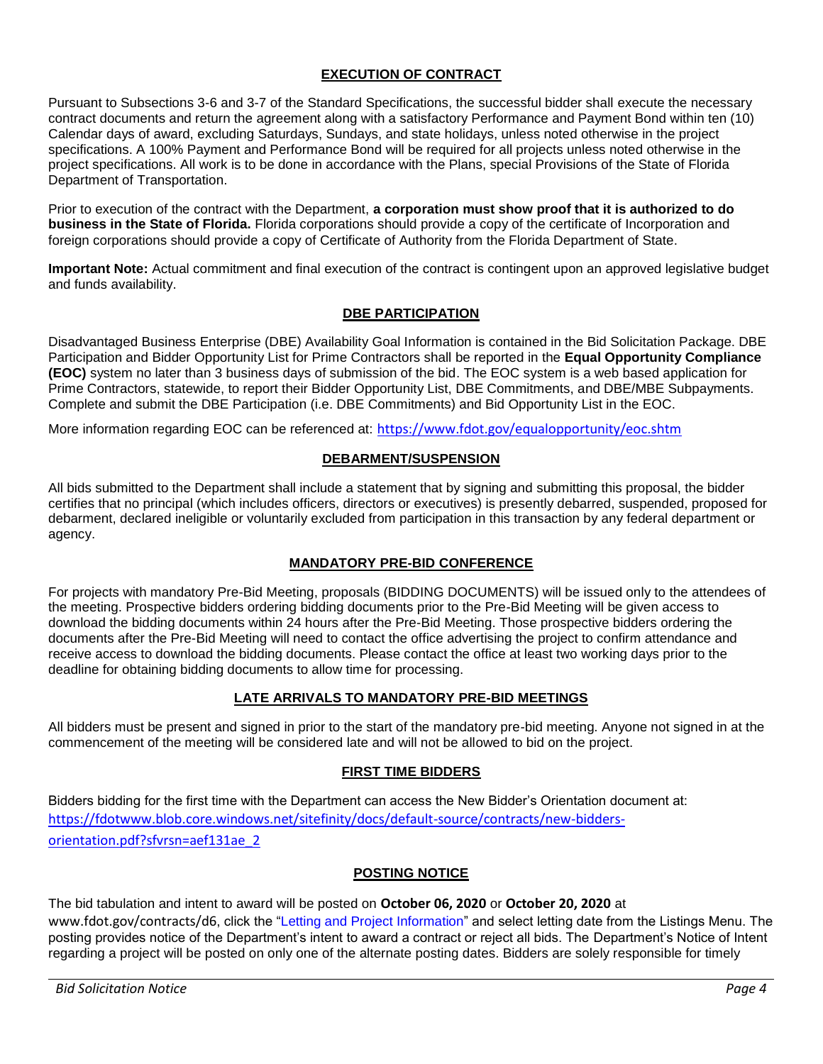## EXECUTION OF CONTRACT

Pursuant to Subsections 3-6 and 3-7 of the Standard Specifications, the successful bidder shall execute the necessary contract documents and return the agreement along with a satisfactory Performance and Payment Bond within ten (10) Calendar days of award, excluding Saturdays, Sundays, and state holidays, unless noted otherwise in the project specifications. A 100% Payment and Performance Bond will be required for all projects unless noted otherwise in the project specifications. All work is to be done in accordance with the Plans, special Provisions of the State of Florida Department of Transportation.

Prior to execution of the contract with the Department, **a corporation must show proof that it is authorized to do business in the State of Florida.** Florida corporations should provide a copy of the certificate of Incorporation and foreign corporations should provide a copy of Certificate of Authority from the Florida Department of State.

**Important Note:** Actual commitment and final execution of the contract is contingent upon an approved legislative budget and funds availability.

## DBE PARTICIPATION

Disadvantaged Business Enterprise (DBE) Availability Goal Information is contained in the Bid Solicitation Package. DBE Participation and Bidder Opportunity List for Prime Contractors shall be reported in the **Equal Opportunity Compliance (EOC)** system no later than 3 business days of submission of the bid. The EOC system is a web based application for Prime Contractors, statewide, to report their Bidder Opportunity List, DBE Commitments, and DBE/MBE Subpayments. Complete and submit the DBE Participation (i.e. DBE Commitments) and Bid Opportunity List in the EOC.

More information regarding EOC can be referenced at: https://www.fdot.gov/equalopportunity/eoc.shtm

## DEBARMENT/SUSPENSION

All bids submitted to the Department shall include a statement that by signing and submitting this proposal, the bidder certifies that no principal (which includes officers, directors or executives) is presently debarred, suspended, proposed for debarment, declared ineligible or voluntarily excluded from participation in this transaction by any federal department or agency.

## MANDATORY PRE-BID CONFERENCE

For projects with mandatory Pre-Bid Meeting, proposals (BIDDING DOCUMENTS) will be issued only to the attendees of the meeting. Prospective bidders ordering bidding documents prior to the Pre-Bid Meeting will be given access to download the bidding documents within 24 hours after the Pre-Bid Meeting. Those prospective bidders ordering the documents after the Pre-Bid Meeting will need to contact the office advertising the project to confirm attendance and receive access to download the bidding documents. Please contact the office at least two working days prior to the deadline for obtaining bidding documents to allow time for processing.

## LATE ARRIVALS TO MANDATORY PRE-BID MEETINGS

All bidders must be present and signed in prior to the start of the mandatory pre-bid meeting. Anyone not signed in at the commencement of the meeting will be considered late and will not be allowed to bid on the project.

## FIRST TIME BIDDERS

Bidders bidding for the first time with the Department can access the New Bidder's Orientation document at: https://fdotwww.blob.core.windows.net/sitefinity/docs/default-source/contracts/new-bidders-orientation.pdf?sfvrsn=aef131ae_2

## POSTING NOTICE

The bid tabulation and intent to award will be posted on **October 06, 2020** or **October 20, 2020** at www.fdot.gov/contracts/d6, click the "Letting and Project Information" and select letting date from the Listings Menu. The posting provides notice of the Department's intent to award a contract or reject all bids. The Department's Notice of Intent regarding a project will be posted on only one of the alternate posting dates. Bidders are solely responsible for timely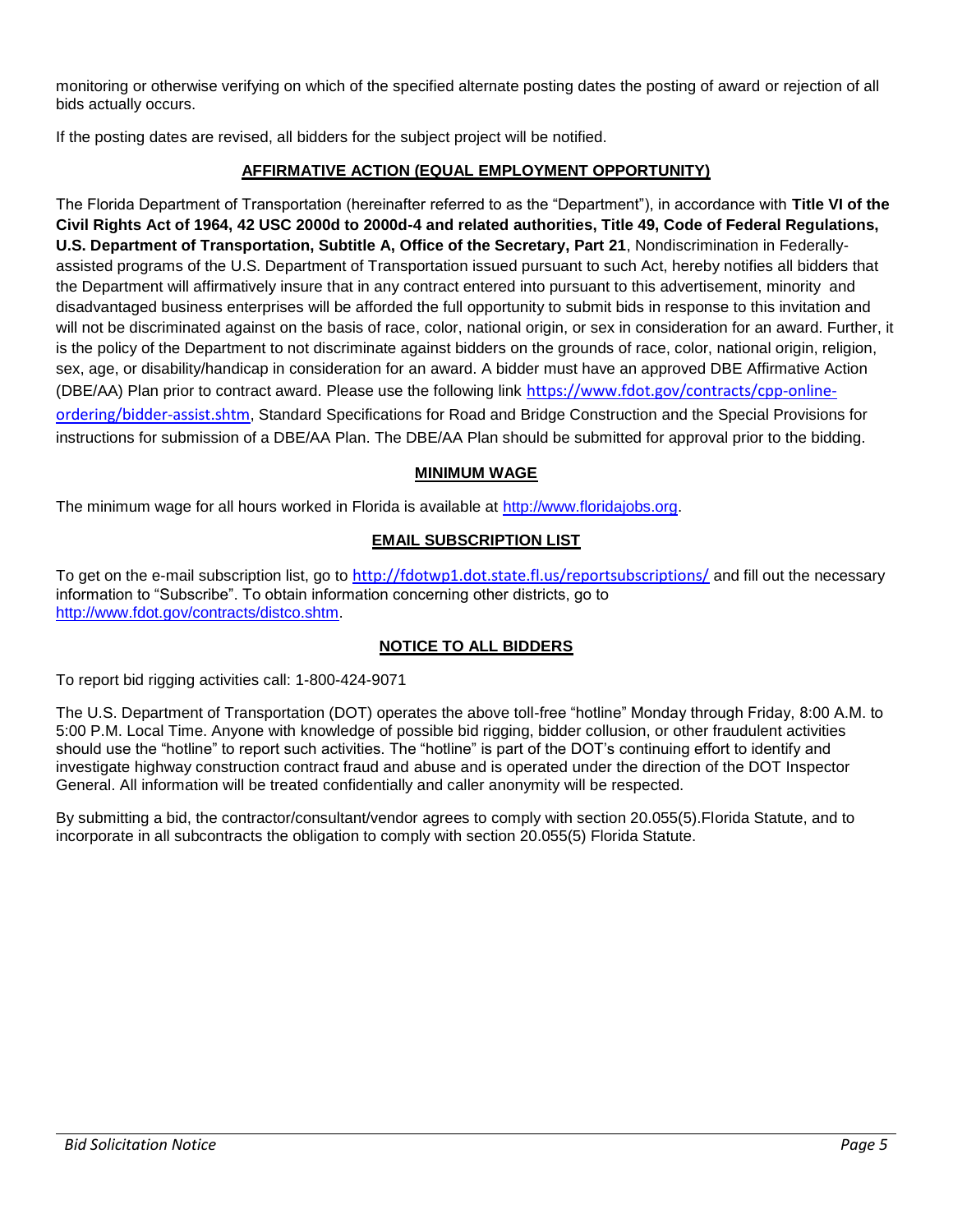monitoring or otherwise verifying on which of the specified alternate posting dates the posting of award or rejection of all bids actually occurs.

If the posting dates are revised, all bidders for the subject project will be notified.

## AFFIRMATIVE ACTION (EQUAL EMPLOYMENT OPPORTUNITY)

The Florida Department of Transportation (hereinafter referred to as the "Department"), in accordance with **Title VI of the Civil Rights Act of 1964, 42 USC 2000d to 2000d-4 and related authorities, Title 49, Code of Federal Regulations, U.S. Department of Transportation, Subtitle A, Office of the Secretary, Part 21**, Nondiscrimination in Federally-assisted programs of the U.S. Department of Transportation issued pursuant to such Act, hereby notifies all bidders that the Department will affirmatively insure that in any contract entered into pursuant to this advertisement, minority and disadvantaged business enterprises will be afforded the full opportunity to submit bids in response to this invitation and will not be discriminated against on the basis of race, color, national origin, or sex in consideration for an award. Further, it is the policy of the Department to not discriminate against bidders on the grounds of race, color, national origin, religion, sex, age, or disability/handicap in consideration for an award. A bidder must have an approved DBE Affirmative Action (DBE/AA) Plan prior to contract award. Please use the following link https://www.fdot.gov/contracts/cpp-online-ordering/bidder-assist.shtm, Standard Specifications for Road and Bridge Construction and the Special Provisions for instructions for submission of a DBE/AA Plan. The DBE/AA Plan should be submitted for approval prior to the bidding.

## MINIMUM WAGE

The minimum wage for all hours worked in Florida is available at http://www.floridajobs.org.

## EMAIL SUBSCRIPTION LIST

To get on the e-mail subscription list, go to http://fdotwp1.dot.state.fl.us/reportsubscriptions/ and fill out the necessary information to "Subscribe". To obtain information concerning other districts, go to http://www.fdot.gov/contracts/distco.shtm.

## NOTICE TO ALL BIDDERS

To report bid rigging activities call: 1-800-424-9071

The U.S. Department of Transportation (DOT) operates the above toll-free "hotline" Monday through Friday, 8:00 A.M. to 5:00 P.M. Local Time. Anyone with knowledge of possible bid rigging, bidder collusion, or other fraudulent activities should use the "hotline" to report such activities. The "hotline" is part of the DOT's continuing effort to identify and investigate highway construction contract fraud and abuse and is operated under the direction of the DOT Inspector General. All information will be treated confidentially and caller anonymity will be respected.

By submitting a bid, the contractor/consultant/vendor agrees to comply with section 20.055(5).Florida Statute, and to incorporate in all subcontracts the obligation to comply with section 20.055(5) Florida Statute.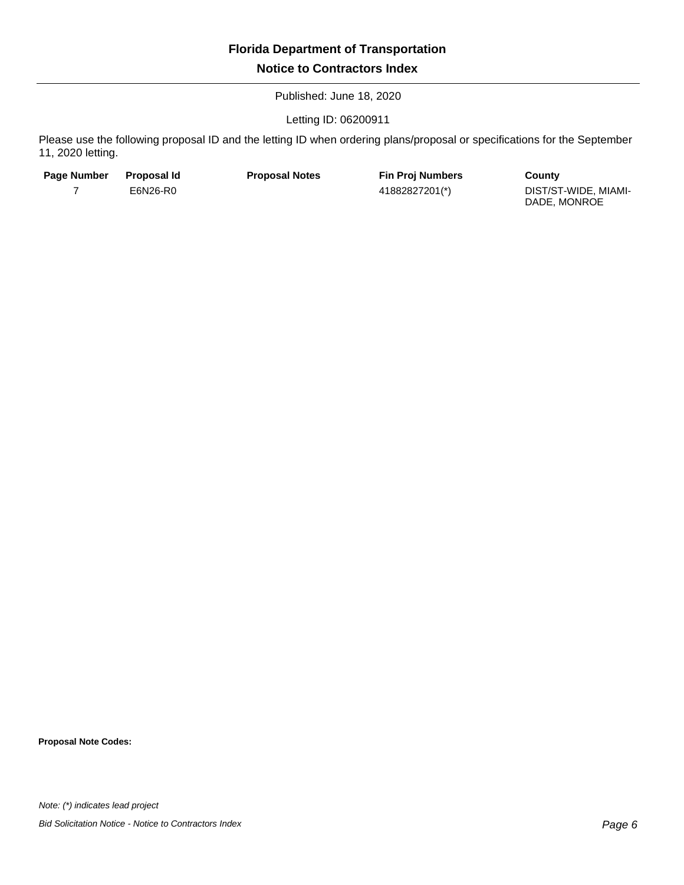# Florida Department of Transportation

## Notice to Contractors Index

Published: June 18, 2020

Letting ID: 06200911

Please use the following proposal ID and the letting ID when ordering plans/proposal or specifications for the September 11, 2020 letting.

| Page Number | Proposal Id | Proposal Notes | Fin Proj Numbers | County |
|---|---|---|---|---|
| 7 | E6N26-R0 | | 41882827201(*) | DIST/ST-WIDE, MIAMI-DADE, MONROE |

**Proposal Note Codes:**

*Note: (*) indicates lead project*

*Bid Solicitation Notice - Notice to Contractors Index*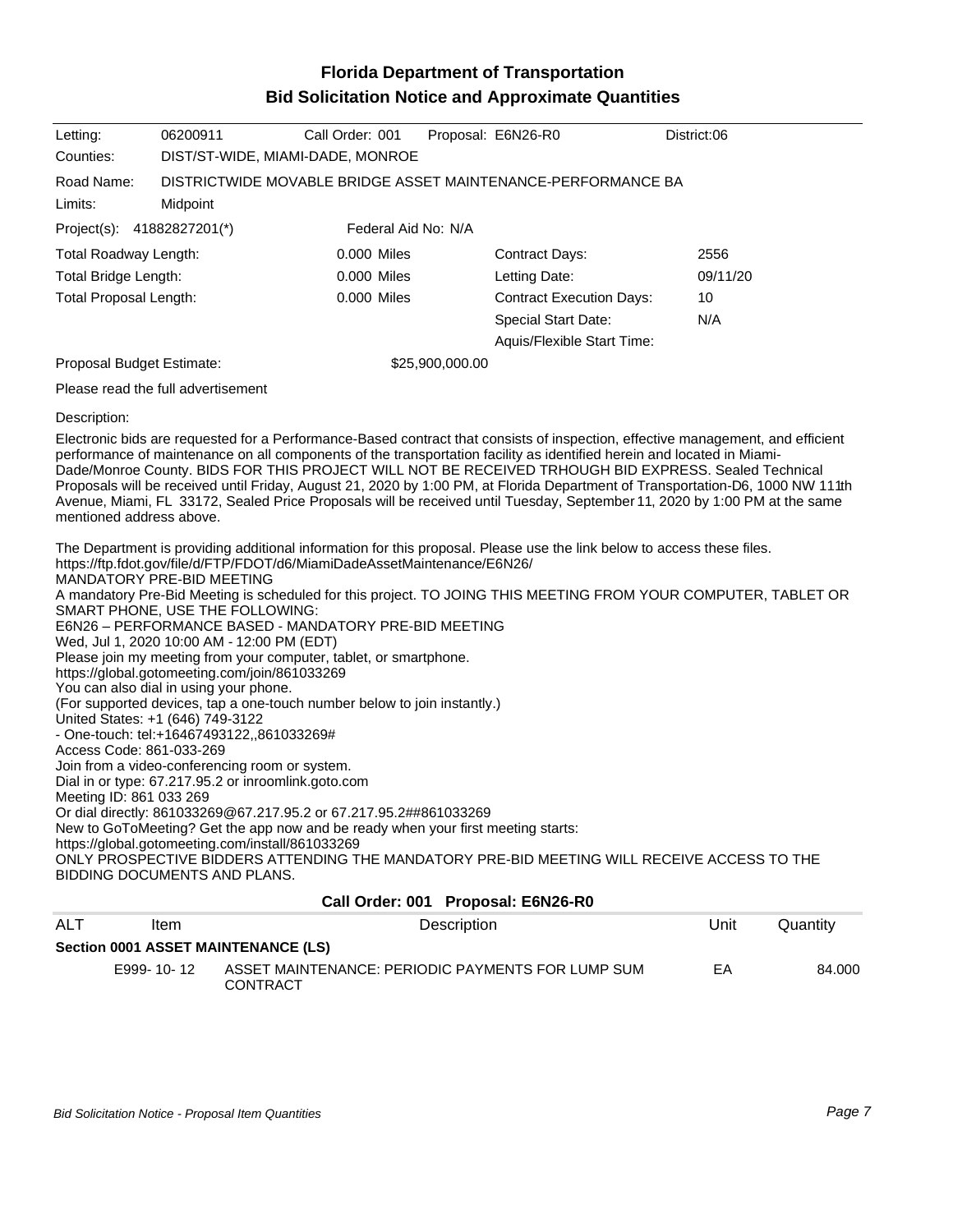# Florida Department of Transportation
## Bid Solicitation Notice and Approximate Quantities

| | | | | |
|---|---|---|---|---|
| Letting: | 06200911 | Call Order: 001 | Proposal: E6N26-R0 | District:06 |
| Counties: | DIST/ST-WIDE, MIAMI-DADE, MONROE | | | |
| Road Name: | DISTRICTWIDE MOVABLE BRIDGE ASSET MAINTENANCE-PERFORMANCE BA | | | |
| Limits: | Midpoint | | | |
| Project(s): | 41882827201(*) | Federal Aid No: N/A | | |

| | | | |
|---|---|---|---|
| Total Roadway Length: | 0.000 Miles | Contract Days: | 2556 |
| Total Bridge Length: | 0.000 Miles | Letting Date: | 09/11/20 |
| Total Proposal Length: | 0.000 Miles | Contract Execution Days: | 10 |
| | | Special Start Date: | N/A |
| | | Aquis/Flexible Start Time: | |

Proposal Budget Estimate: $25,900,000.00

Please read the full advertisement

Description:

Electronic bids are requested for a Performance-Based contract that consists of inspection, effective management, and efficient performance of maintenance on all components of the transportation facility as identified herein and located in Miami-Dade/Monroe County. BIDS FOR THIS PROJECT WILL NOT BE RECEIVED TRHOUGH BID EXPRESS. Sealed Technical Proposals will be received until Friday, August 21, 2020 by 1:00 PM, at Florida Department of Transportation-D6, 1000 NW 111th Avenue, Miami, FL 33172, Sealed Price Proposals will be received until Tuesday, September 11, 2020 by 1:00 PM at the same mentioned address above.

The Department is providing additional information for this proposal. Please use the link below to access these files.
https://ftp.fdot.gov/file/d/FTP/FDOT/d6/MiamiDadeAssetMaintenance/E6N26/
MANDATORY PRE-BID MEETING
A mandatory Pre-Bid Meeting is scheduled for this project. TO JOING THIS MEETING FROM YOUR COMPUTER, TABLET OR SMART PHONE, USE THE FOLLOWING:
E6N26 – PERFORMANCE BASED - MANDATORY PRE-BID MEETING
Wed, Jul 1, 2020 10:00 AM - 12:00 PM (EDT)
Please join my meeting from your computer, tablet, or smartphone.
https://global.gotomeeting.com/join/861033269
You can also dial in using your phone.
(For supported devices, tap a one-touch number below to join instantly.)
United States: +1 (646) 749-3122
- One-touch: tel:+16467493122,,861033269#
Access Code: 861-033-269
Join from a video-conferencing room or system.
Dial in or type: 67.217.95.2 or inroomlink.goto.com
Meeting ID: 861 033 269
Or dial directly: 861033269@67.217.95.2 or 67.217.95.2##861033269
New to GoToMeeting? Get the app now and be ready when your first meeting starts:
https://global.gotomeeting.com/install/861033269
ONLY PROSPECTIVE BIDDERS ATTENDING THE MANDATORY PRE-BID MEETING WILL RECEIVE ACCESS TO THE BIDDING DOCUMENTS AND PLANS.

### Call Order: 001 Proposal: E6N26-R0

| ALT | Item | Description | Unit | Quantity |
|---|---|---|---|---|
| **Section 0001 ASSET MAINTENANCE (LS)** | | | | |
| | E999- 10- 12 | ASSET MAINTENANCE: PERIODIC PAYMENTS FOR LUMP SUM CONTRACT | EA | 84.000 |